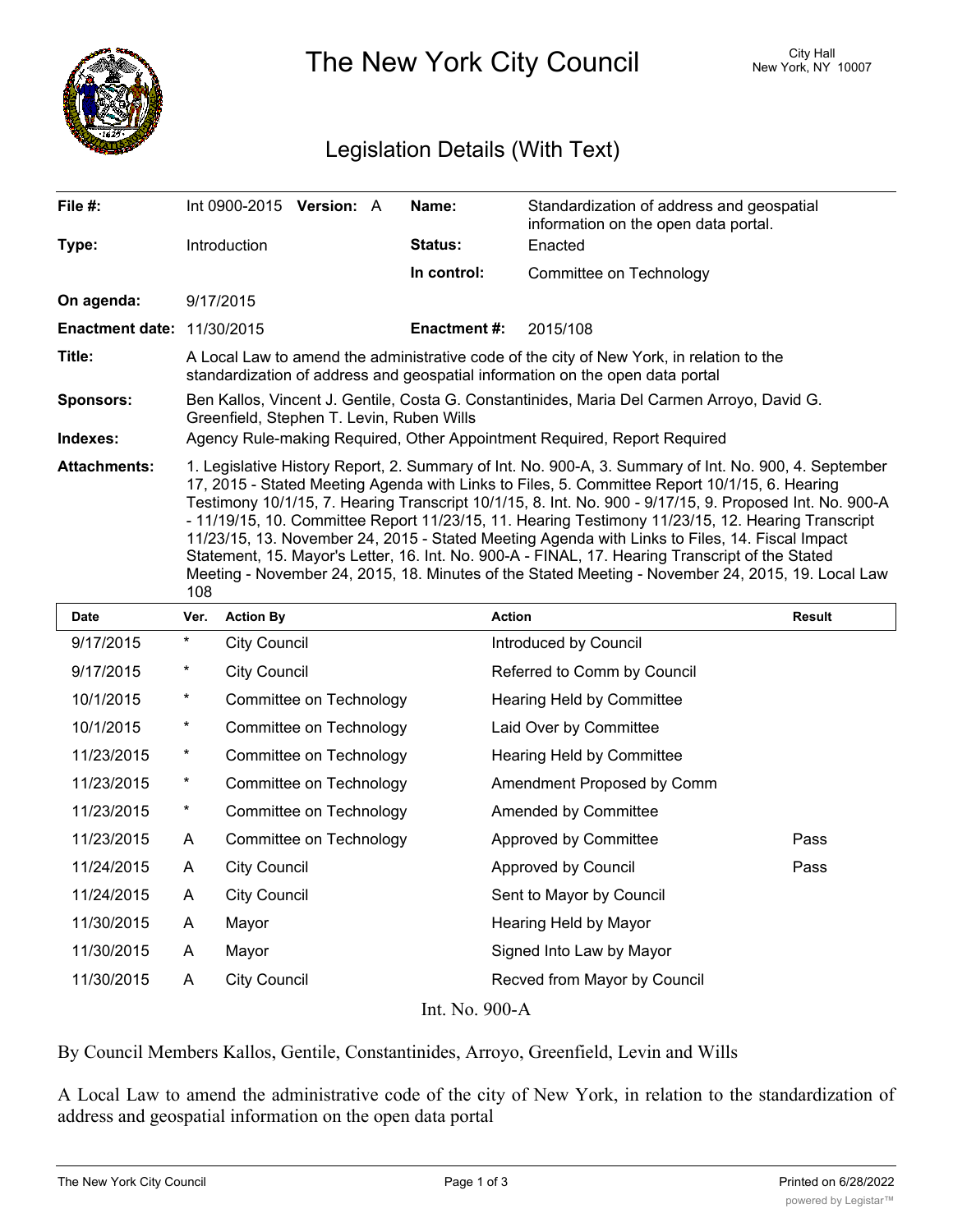# The New York City Council

City Hall
New York, NY 10007

## Legislation Details (With Text)

| | | | |
|---|---|---|---|
| **File #:** | Int 0900-2015 **Version:** A | **Name:** | Standardization of address and geospatial information on the open data portal. |
| **Type:** | Introduction | **Status:** | Enacted |
| | | **In control:** | Committee on Technology |
| **On agenda:** | 9/17/2015 | | |
| **Enactment date:** | 11/30/2015 | **Enactment #:** | 2015/108 |

**Title:** A Local Law to amend the administrative code of the city of New York, in relation to the standardization of address and geospatial information on the open data portal

**Sponsors:** Ben Kallos, Vincent J. Gentile, Costa G. Constantinides, Maria Del Carmen Arroyo, David G. Greenfield, Stephen T. Levin, Ruben Wills

**Indexes:** Agency Rule-making Required, Other Appointment Required, Report Required

**Attachments:** 1. Legislative History Report, 2. Summary of Int. No. 900-A, 3. Summary of Int. No. 900, 4. September 17, 2015 - Stated Meeting Agenda with Links to Files, 5. Committee Report 10/1/15, 6. Hearing Testimony 10/1/15, 7. Hearing Transcript 10/1/15, 8. Int. No. 900 - 9/17/15, 9. Proposed Int. No. 900-A - 11/19/15, 10. Committee Report 11/23/15, 11. Hearing Testimony 11/23/15, 12. Hearing Transcript 11/23/15, 13. November 24, 2015 - Stated Meeting Agenda with Links to Files, 14. Fiscal Impact Statement, 15. Mayor's Letter, 16. Int. No. 900-A - FINAL, 17. Hearing Transcript of the Stated Meeting - November 24, 2015, 18. Minutes of the Stated Meeting - November 24, 2015, 19. Local Law 108

| Date | Ver. | Action By | Action | Result |
|---|---|---|---|---|
| 9/17/2015 | * | City Council | Introduced by Council | |
| 9/17/2015 | * | City Council | Referred to Comm by Council | |
| 10/1/2015 | * | Committee on Technology | Hearing Held by Committee | |
| 10/1/2015 | * | Committee on Technology | Laid Over by Committee | |
| 11/23/2015 | * | Committee on Technology | Hearing Held by Committee | |
| 11/23/2015 | * | Committee on Technology | Amendment Proposed by Comm | |
| 11/23/2015 | * | Committee on Technology | Amended by Committee | |
| 11/23/2015 | A | Committee on Technology | Approved by Committee | Pass |
| 11/24/2015 | A | City Council | Approved by Council | Pass |
| 11/24/2015 | A | City Council | Sent to Mayor by Council | |
| 11/30/2015 | A | Mayor | Hearing Held by Mayor | |
| 11/30/2015 | A | Mayor | Signed Into Law by Mayor | |
| 11/30/2015 | A | City Council | Recved from Mayor by Council | |

Int. No. 900-A

By Council Members Kallos, Gentile, Constantinides, Arroyo, Greenfield, Levin and Wills

A Local Law to amend the administrative code of the city of New York, in relation to the standardization of address and geospatial information on the open data portal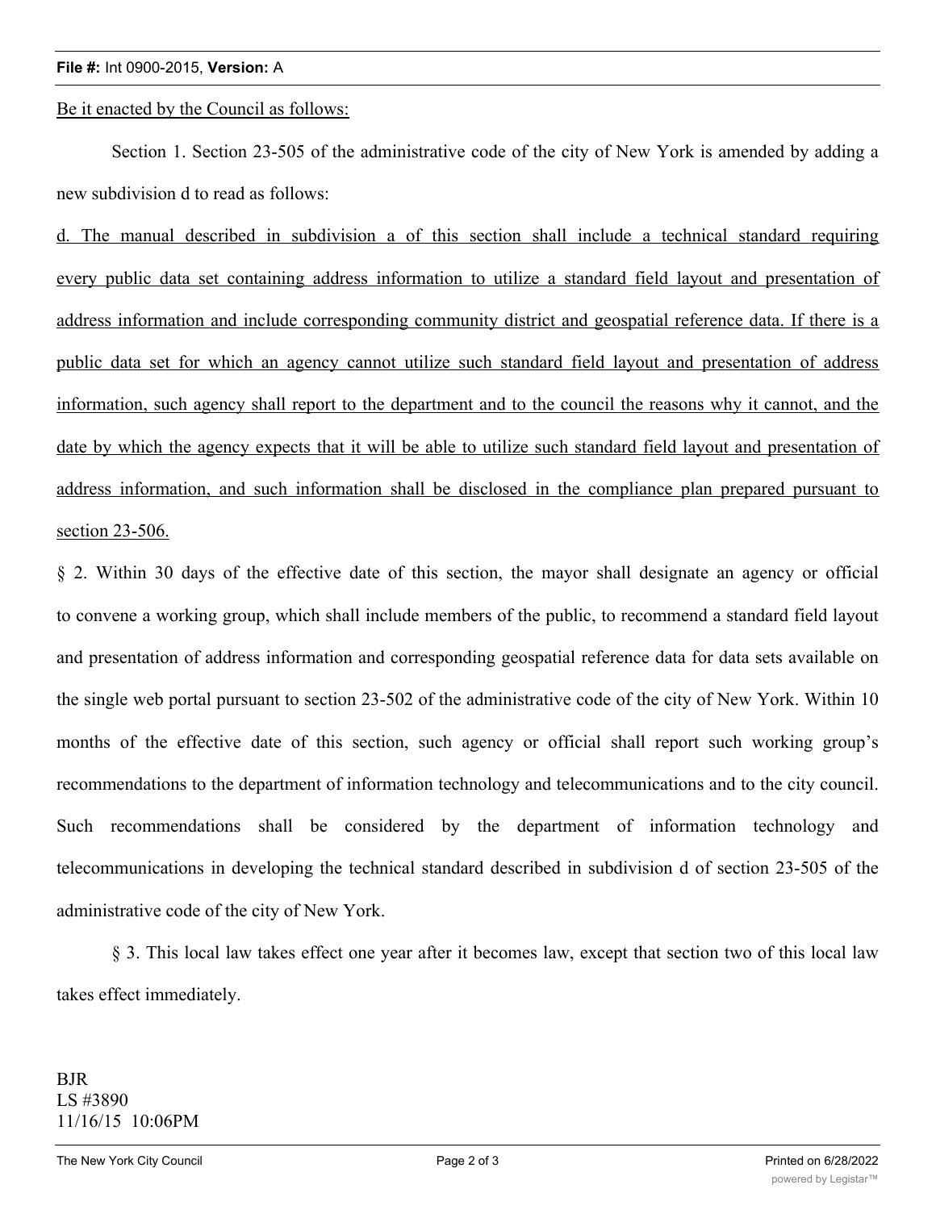Be it enacted by the Council as follows:

Section 1. Section 23-505 of the administrative code of the city of New York is amended by adding a new subdivision d to read as follows:

d. The manual described in subdivision a of this section shall include a technical standard requiring every public data set containing address information to utilize a standard field layout and presentation of address information and include corresponding community district and geospatial reference data. If there is a public data set for which an agency cannot utilize such standard field layout and presentation of address information, such agency shall report to the department and to the council the reasons why it cannot, and the date by which the agency expects that it will be able to utilize such standard field layout and presentation of address information, and such information shall be disclosed in the compliance plan prepared pursuant to section 23-506.

§ 2. Within 30 days of the effective date of this section, the mayor shall designate an agency or official to convene a working group, which shall include members of the public, to recommend a standard field layout and presentation of address information and corresponding geospatial reference data for data sets available on the single web portal pursuant to section 23-502 of the administrative code of the city of New York. Within 10 months of the effective date of this section, such agency or official shall report such working group's recommendations to the department of information technology and telecommunications and to the city council. Such recommendations shall be considered by the department of information technology and telecommunications in developing the technical standard described in subdivision d of section 23-505 of the administrative code of the city of New York.

§ 3. This local law takes effect one year after it becomes law, except that section two of this local law takes effect immediately.

BJR
LS #3890
11/16/15 10:06PM